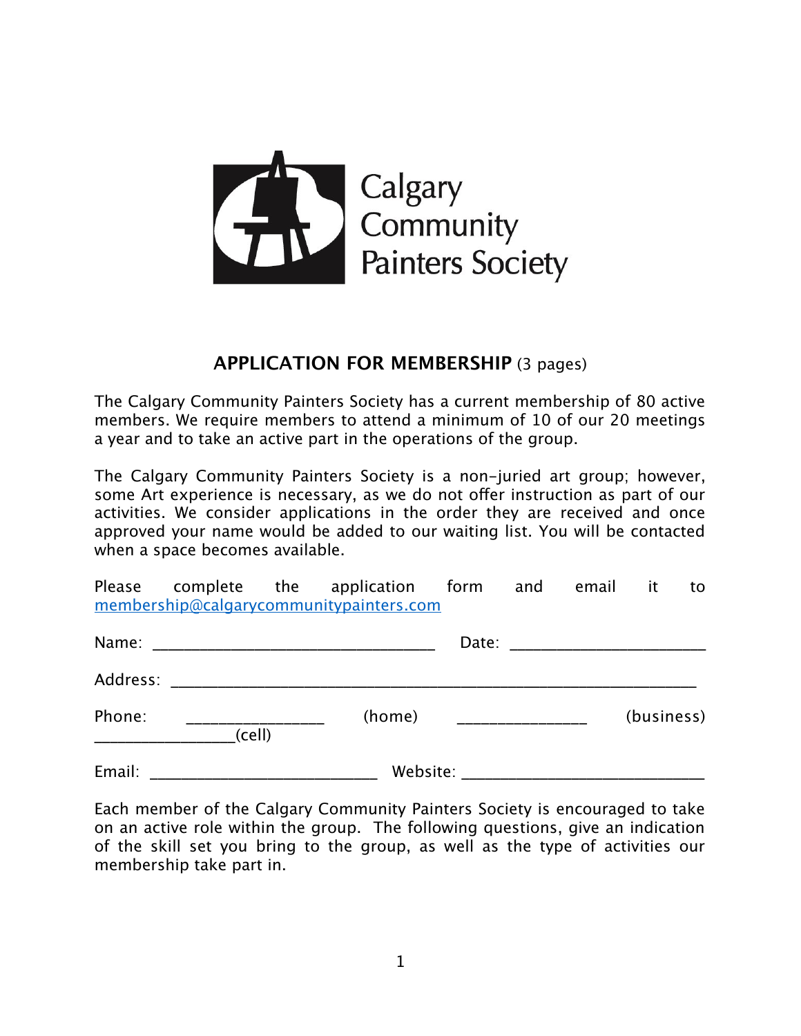Calgary Community Painters Society

## APPLICATION FOR MEMBERSHIP (3 pages)

The Calgary Community Painters Society has a current membership of 80 active members. We require members to attend a minimum of 10 of our 20 meetings a year and to take an active part in the operations of the group.

The Calgary Community Painters Society is a non-juried art group; however, some Art experience is necessary, as we do not offer instruction as part of our activities. We consider applications in the order they are received and once approved your name would be added to our waiting list. You will be contacted when a space becomes available.

Please complete the application form and email it to membership@calgarycommunitypainters.com

Name: ________________________________ Date: ______________________

Address: ____________________________________________________________

Phone: ________________ (home) _______________ (business) _________________(cell)

Email: __________________________ Website: ____________________________

Each member of the Calgary Community Painters Society is encouraged to take on an active role within the group. The following questions, give an indication of the skill set you bring to the group, as well as the type of activities our membership take part in.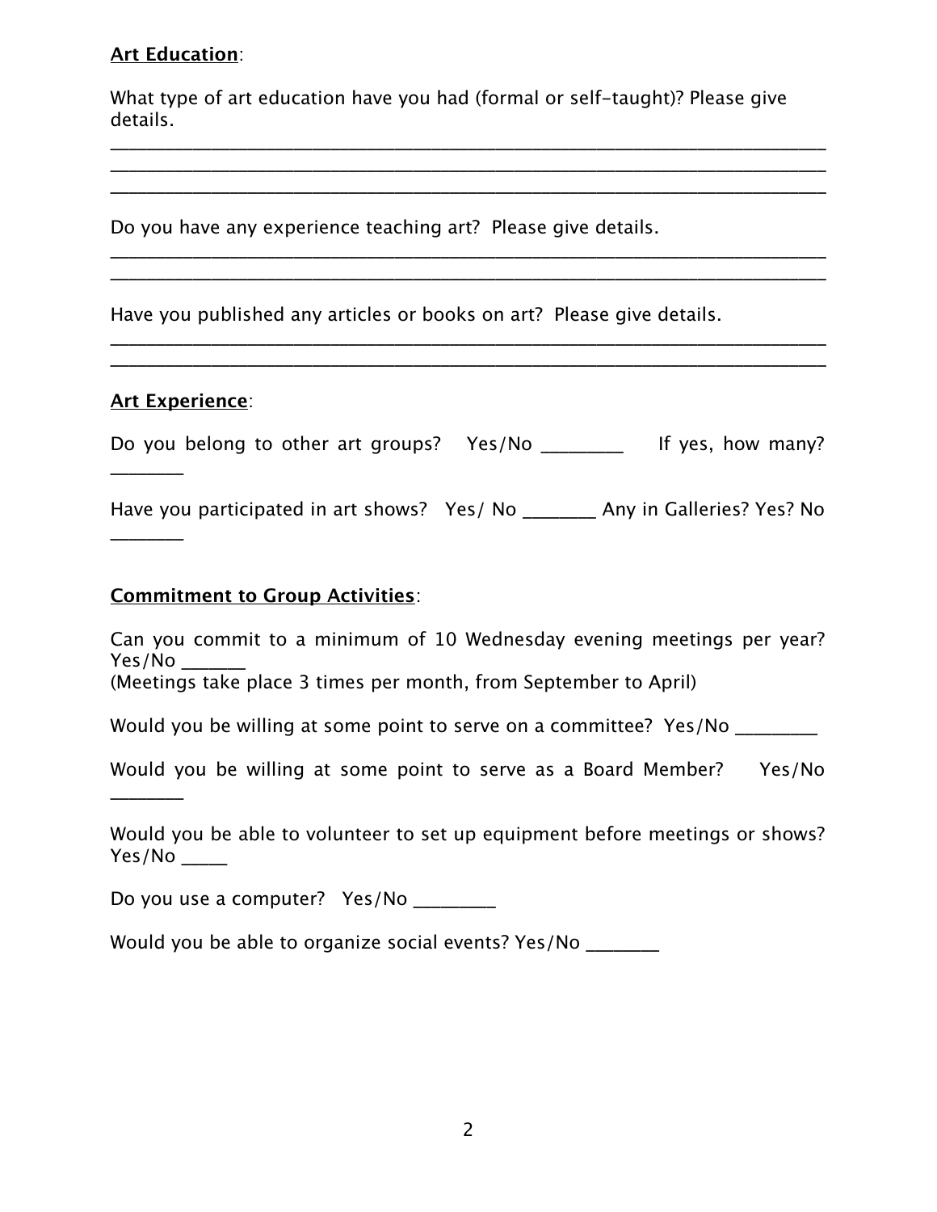**Art Education**:

What type of art education have you had (formal or self-taught)? Please give details.

_______________________________________________________________________________
_______________________________________________________________________________
_______________________________________________________________________________

Do you have any experience teaching art? Please give details.

_______________________________________________________________________________
_______________________________________________________________________________

Have you published any articles or books on art? Please give details.

_______________________________________________________________________________
_______________________________________________________________________________

**Art Experience**:

Do you belong to other art groups? Yes/No ________ If yes, how many? ________

Have you participated in art shows? Yes/ No ________ Any in Galleries? Yes? No ________

**Commitment to Group Activities**:

Can you commit to a minimum of 10 Wednesday evening meetings per year? Yes/No _______
(Meetings take place 3 times per month, from September to April)

Would you be willing at some point to serve on a committee? Yes/No ________

Would you be willing at some point to serve as a Board Member? Yes/No ________

Would you be able to volunteer to set up equipment before meetings or shows? Yes/No _____

Do you use a computer? Yes/No ________

Would you be able to organize social events? Yes/No ________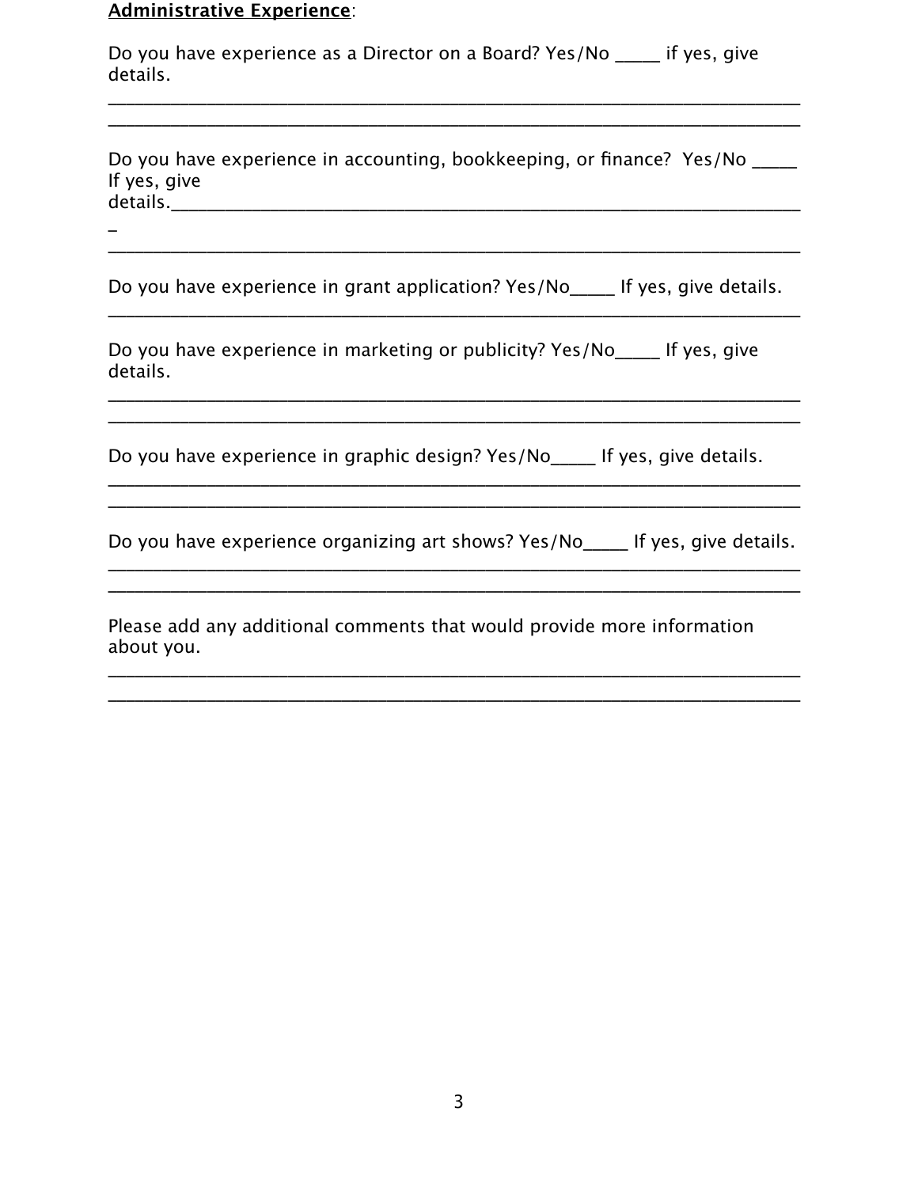**Administrative Experience**:

Do you have experience as a Director on a Board? Yes/No _____ if yes, give details.

________________________________________________________________________
________________________________________________________________________

Do you have experience in accounting, bookkeeping, or finance? Yes/No _____ If yes, give details.____________________________________________________________________
_
________________________________________________________________________

Do you have experience in grant application? Yes/No_____ If yes, give details.

________________________________________________________________________

Do you have experience in marketing or publicity? Yes/No_____ If yes, give details.

________________________________________________________________________
________________________________________________________________________

Do you have experience in graphic design? Yes/No_____ If yes, give details.

________________________________________________________________________
________________________________________________________________________

Do you have experience organizing art shows? Yes/No_____ If yes, give details.

________________________________________________________________________
________________________________________________________________________

Please add any additional comments that would provide more information about you.

________________________________________________________________________
________________________________________________________________________